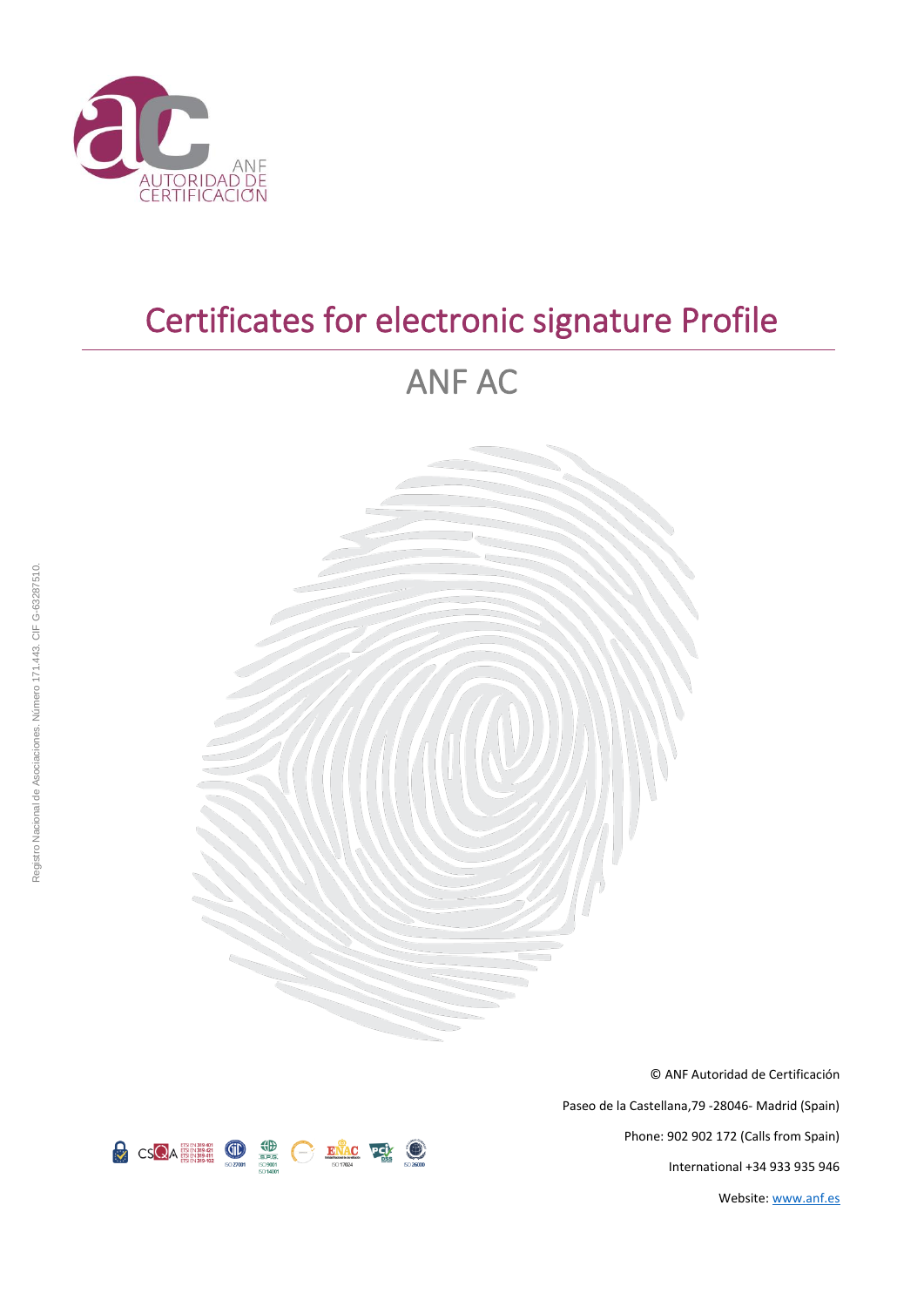ANF AUTORIDAD DE CERTIFICACIÓN

# Certificates for electronic signature Profile

## ANF AC

Registro Nacional de Asociaciones. Número 171.443. CIF G-63287510.

© ANF Autoridad de Certificación

Paseo de la Castellana,79 -28046- Madrid (Spain)

Phone: 902 902 172 (Calls from Spain)

International +34 933 935 946

Website: [www.anf.es](http://www.anf.es)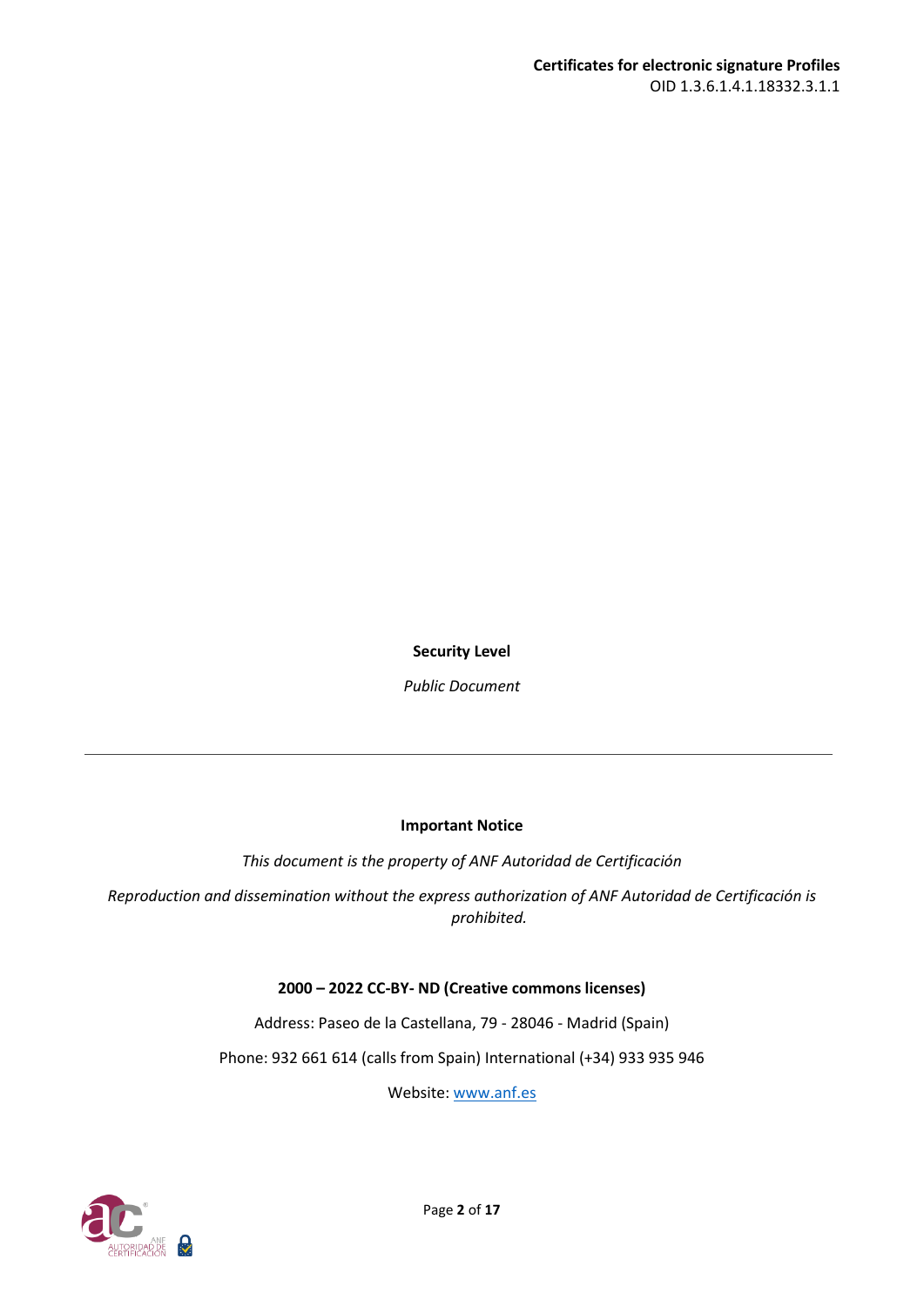**Security Level**

*Public Document*

---

**Important Notice**

*This document is the property of ANF Autoridad de Certificación*

*Reproduction and dissemination without the express authorization of ANF Autoridad de Certificación is prohibited.*

**2000 – 2022 CC-BY- ND (Creative commons licenses)**

Address: Paseo de la Castellana, 79 - 28046 - Madrid (Spain)

Phone: 932 661 614 (calls from Spain) International (+34) 933 935 946

Website: www.anf.es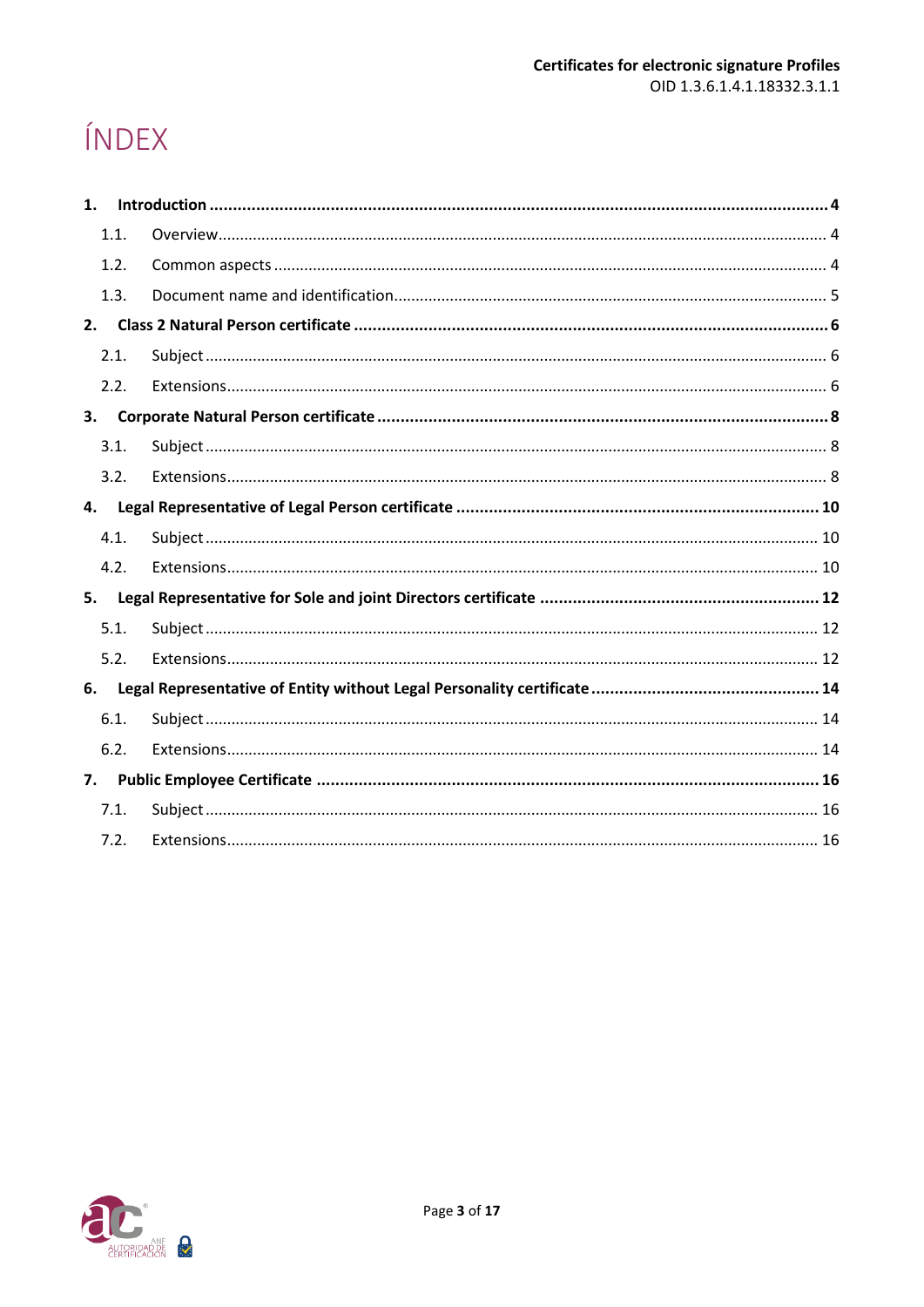# ÍNDEX

1. **Introduction** ..... 4
   - 1.1. Overview ..... 4
   - 1.2. Common aspects ..... 4
   - 1.3. Document name and identification ..... 5
2. **Class 2 Natural Person certificate** ..... 6
   - 2.1. Subject ..... 6
   - 2.2. Extensions ..... 6
3. **Corporate Natural Person certificate** ..... 8
   - 3.1. Subject ..... 8
   - 3.2. Extensions ..... 8
4. **Legal Representative of Legal Person certificate** ..... 10
   - 4.1. Subject ..... 10
   - 4.2. Extensions ..... 10
5. **Legal Representative for Sole and joint Directors certificate** ..... 12
   - 5.1. Subject ..... 12
   - 5.2. Extensions ..... 12
6. **Legal Representative of Entity without Legal Personality certificate** ..... 14
   - 6.1. Subject ..... 14
   - 6.2. Extensions ..... 14
7. **Public Employee Certificate** ..... 16
   - 7.1. Subject ..... 16
   - 7.2. Extensions ..... 16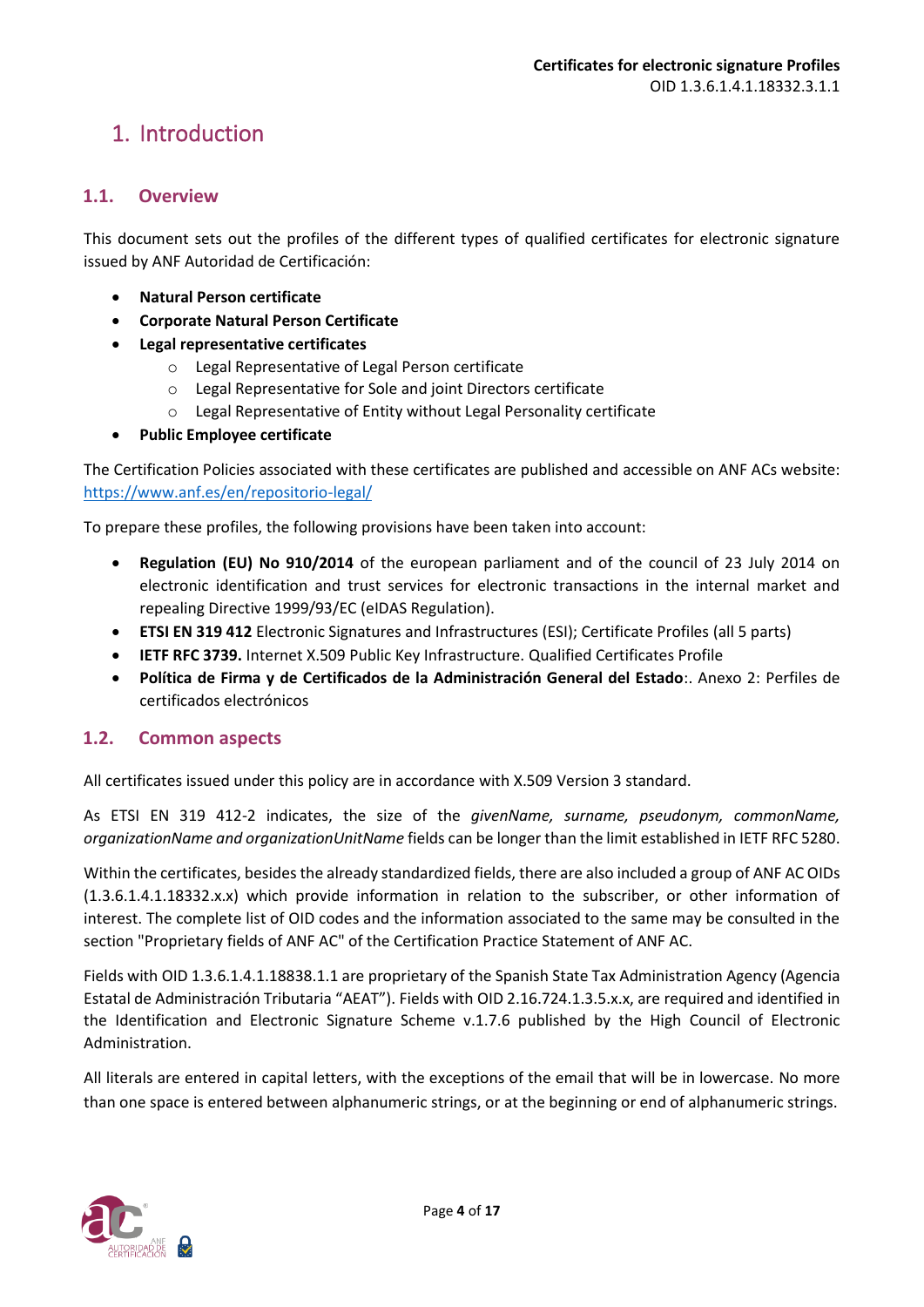# 1. Introduction

## 1.1. Overview

This document sets out the profiles of the different types of qualified certificates for electronic signature issued by ANF Autoridad de Certificación:

- **Natural Person certificate**
- **Corporate Natural Person Certificate**
- **Legal representative certificates**
    - Legal Representative of Legal Person certificate
    - Legal Representative for Sole and joint Directors certificate
    - Legal Representative of Entity without Legal Personality certificate
- **Public Employee certificate**

The Certification Policies associated with these certificates are published and accessible on ANF ACs website: https://www.anf.es/en/repositorio-legal/

To prepare these profiles, the following provisions have been taken into account:

- **Regulation (EU) No 910/2014** of the european parliament and of the council of 23 July 2014 on electronic identification and trust services for electronic transactions in the internal market and repealing Directive 1999/93/EC (eIDAS Regulation).
- **ETSI EN 319 412** Electronic Signatures and Infrastructures (ESI); Certificate Profiles (all 5 parts)
- **IETF RFC 3739.** Internet X.509 Public Key Infrastructure. Qualified Certificates Profile
- **Política de Firma y de Certificados de la Administración General del Estado**:. Anexo 2: Perfiles de certificados electrónicos

## 1.2. Common aspects

All certificates issued under this policy are in accordance with X.509 Version 3 standard.

As ETSI EN 319 412-2 indicates, the size of the *givenName, surname, pseudonym, commonName, organizationName and organizationUnitName* fields can be longer than the limit established in IETF RFC 5280.

Within the certificates, besides the already standardized fields, there are also included a group of ANF AC OIDs (1.3.6.1.4.1.18332.x.x) which provide information in relation to the subscriber, or other information of interest. The complete list of OID codes and the information associated to the same may be consulted in the section "Proprietary fields of ANF AC" of the Certification Practice Statement of ANF AC.

Fields with OID 1.3.6.1.4.1.18838.1.1 are proprietary of the Spanish State Tax Administration Agency (Agencia Estatal de Administración Tributaria "AEAT"). Fields with OID 2.16.724.1.3.5.x.x, are required and identified in the Identification and Electronic Signature Scheme v.1.7.6 published by the High Council of Electronic Administration.

All literals are entered in capital letters, with the exceptions of the email that will be in lowercase. No more than one space is entered between alphanumeric strings, or at the beginning or end of alphanumeric strings.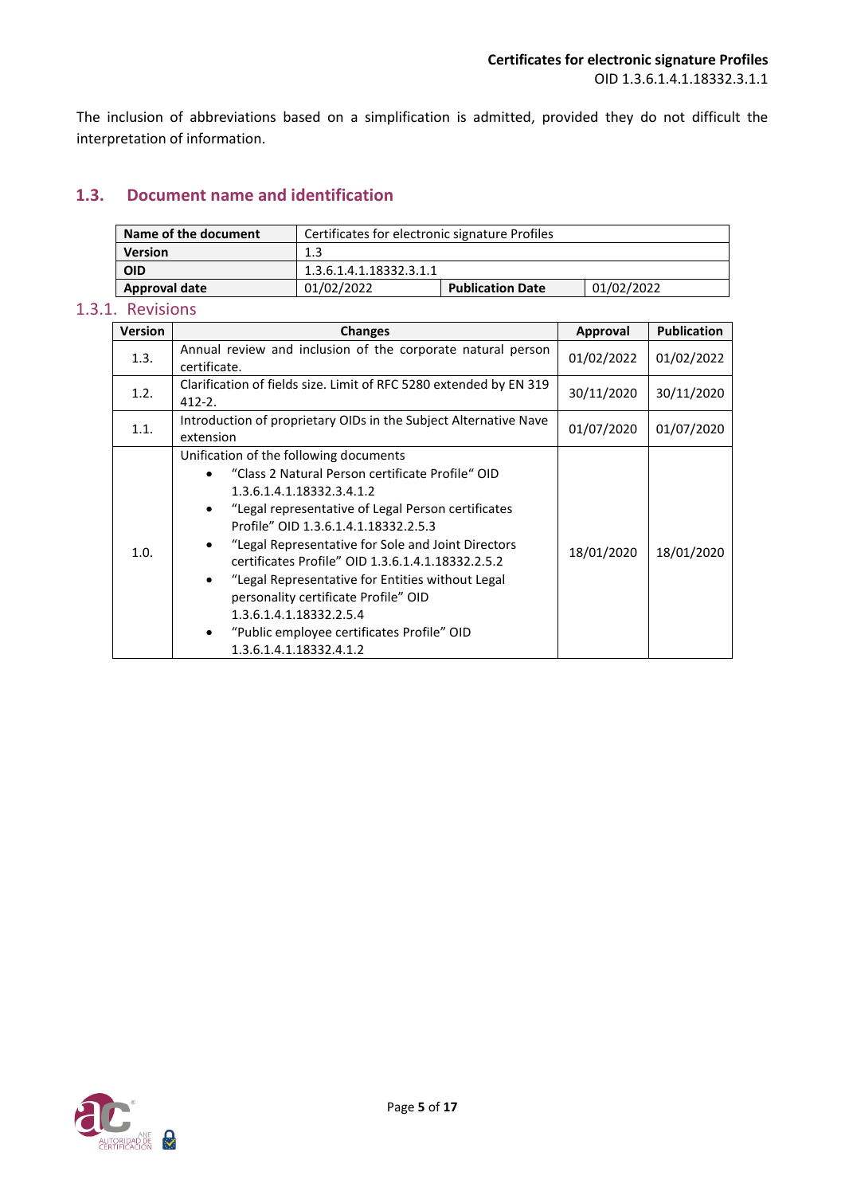The inclusion of abbreviations based on a simplification is admitted, provided they do not difficult the interpretation of information.

## 1.3. Document name and identification

| **Name of the document** | Certificates for electronic signature Profiles | | |
|---|---|---|---|
| **Version** | 1.3 | | |
| **OID** | 1.3.6.1.4.1.18332.3.1.1 | | |
| **Approval date** | 01/02/2022 | **Publication Date** | 01/02/2022 |

### 1.3.1. Revisions

| Version | Changes | Approval | Publication |
|---|---|---|---|
| 1.3. | Annual review and inclusion of the corporate natural person certificate. | 01/02/2022 | 01/02/2022 |
| 1.2. | Clarification of fields size. Limit of RFC 5280 extended by EN 319 412-2. | 30/11/2020 | 30/11/2020 |
| 1.1. | Introduction of proprietary OIDs in the Subject Alternative Nave extension | 01/07/2020 | 01/07/2020 |
| 1.0. | Unification of the following documents<br>• "Class 2 Natural Person certificate Profile" OID 1.3.6.1.4.1.18332.3.4.1.2<br>• "Legal representative of Legal Person certificates Profile" OID 1.3.6.1.4.1.18332.2.5.3<br>• "Legal Representative for Sole and Joint Directors certificates Profile" OID 1.3.6.1.4.1.18332.2.5.2<br>• "Legal Representative for Entities without Legal personality certificate Profile" OID 1.3.6.1.4.1.18332.2.5.4<br>• "Public employee certificates Profile" OID 1.3.6.1.4.1.18332.4.1.2 | 18/01/2020 | 18/01/2020 |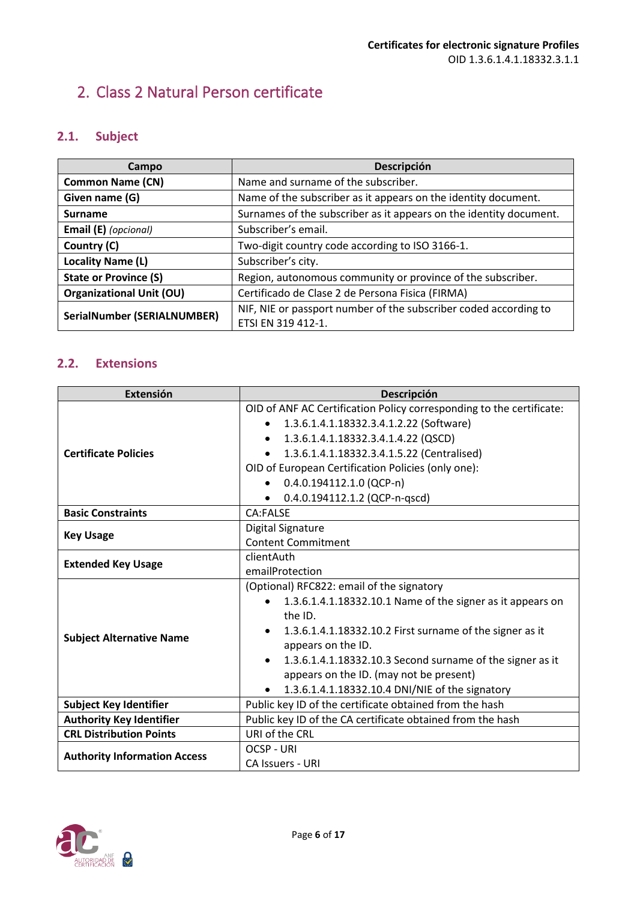## 2. Class 2 Natural Person certificate

### 2.1. Subject

| Campo | Descripción |
|---|---|
| **Common Name (CN)** | Name and surname of the subscriber. |
| **Given name (G)** | Name of the subscriber as it appears on the identity document. |
| **Surname** | Surnames of the subscriber as it appears on the identity document. |
| **Email (E)** *(opcional)* | Subscriber's email. |
| **Country (C)** | Two-digit country code according to ISO 3166-1. |
| **Locality Name (L)** | Subscriber's city. |
| **State or Province (S)** | Region, autonomous community or province of the subscriber. |
| **Organizational Unit (OU)** | Certificado de Clase 2 de Persona Fisica (FIRMA) |
| **SerialNumber (SERIALNUMBER)** | NIF, NIE or passport number of the subscriber coded according to ETSI EN 319 412-1. |

### 2.2. Extensions

| Extensión | Descripción |
|---|---|
| **Certificate Policies** | OID of ANF AC Certification Policy corresponding to the certificate:<br>• 1.3.6.1.4.1.18332.3.4.1.2.22 (Software)<br>• 1.3.6.1.4.1.18332.3.4.1.4.22 (QSCD)<br>• 1.3.6.1.4.1.18332.3.4.1.5.22 (Centralised)<br>OID of European Certification Policies (only one):<br>• 0.4.0.194112.1.0 (QCP-n)<br>• 0.4.0.194112.1.2 (QCP-n-qscd) |
| **Basic Constraints** | CA:FALSE |
| **Key Usage** | Digital Signature<br>Content Commitment |
| **Extended Key Usage** | clientAuth<br>emailProtection |
| **Subject Alternative Name** | (Optional) RFC822: email of the signatory<br>• 1.3.6.1.4.1.18332.10.1 Name of the signer as it appears on the ID.<br>• 1.3.6.1.4.1.18332.10.2 First surname of the signer as it appears on the ID.<br>• 1.3.6.1.4.1.18332.10.3 Second surname of the signer as it appears on the ID. (may not be present)<br>• 1.3.6.1.4.1.18332.10.4 DNI/NIE of the signatory |
| **Subject Key Identifier** | Public key ID of the certificate obtained from the hash |
| **Authority Key Identifier** | Public key ID of the CA certificate obtained from the hash |
| **CRL Distribution Points** | URI of the CRL |
| **Authority Information Access** | OCSP - URI<br>CA Issuers - URI |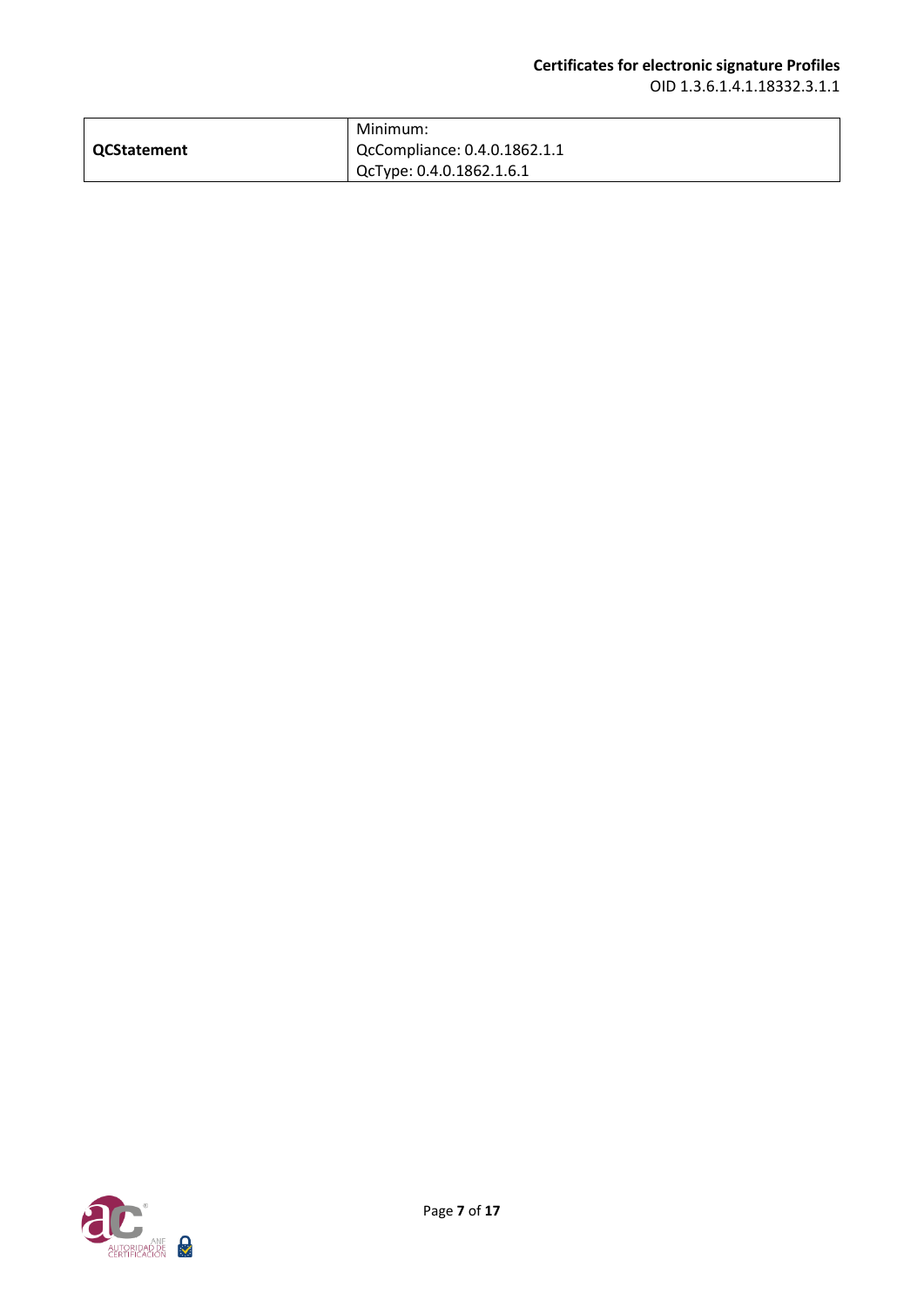| QCStatement | Minimum:<br>QcCompliance: 0.4.0.1862.1.1<br>QcType: 0.4.0.1862.1.6.1 |
|---|---|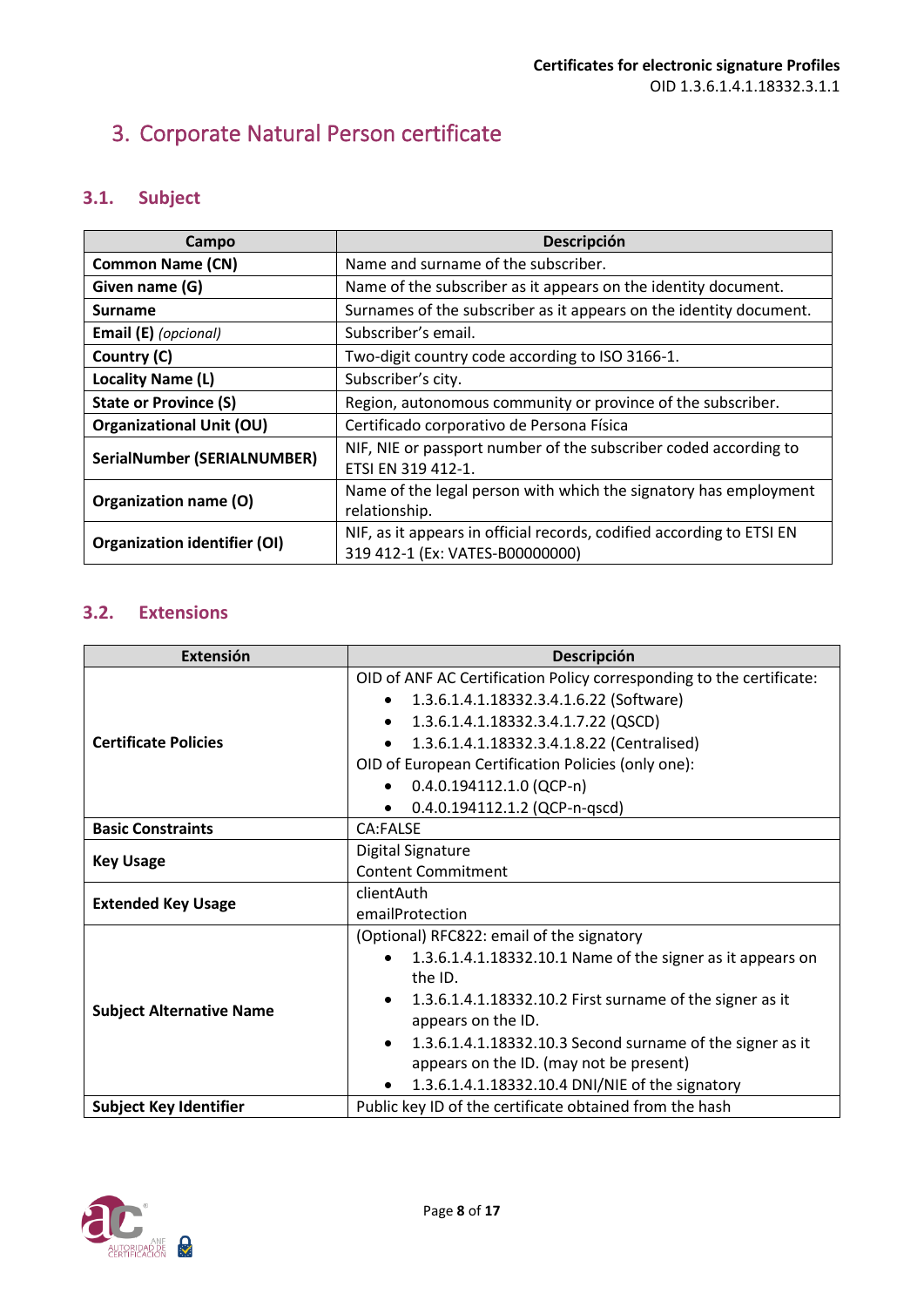# 3. Corporate Natural Person certificate

## 3.1. Subject

| Campo | Descripción |
|---|---|
| **Common Name (CN)** | Name and surname of the subscriber. |
| **Given name (G)** | Name of the subscriber as it appears on the identity document. |
| **Surname** | Surnames of the subscriber as it appears on the identity document. |
| **Email (E)** *(opcional)* | Subscriber's email. |
| **Country (C)** | Two-digit country code according to ISO 3166-1. |
| **Locality Name (L)** | Subscriber's city. |
| **State or Province (S)** | Region, autonomous community or province of the subscriber. |
| **Organizational Unit (OU)** | Certificado corporativo de Persona Física |
| **SerialNumber (SERIALNUMBER)** | NIF, NIE or passport number of the subscriber coded according to ETSI EN 319 412-1. |
| **Organization name (O)** | Name of the legal person with which the signatory has employment relationship. |
| **Organization identifier (OI)** | NIF, as it appears in official records, codified according to ETSI EN 319 412-1 (Ex: VATES-B00000000) |

## 3.2. Extensions

| Extensión | Descripción |
|---|---|
| **Certificate Policies** | OID of ANF AC Certification Policy corresponding to the certificate:<br>• 1.3.6.1.4.1.18332.3.4.1.6.22 (Software)<br>• 1.3.6.1.4.1.18332.3.4.1.7.22 (QSCD)<br>• 1.3.6.1.4.1.18332.3.4.1.8.22 (Centralised)<br>OID of European Certification Policies (only one):<br>• 0.4.0.194112.1.0 (QCP-n)<br>• 0.4.0.194112.1.2 (QCP-n-qscd) |
| **Basic Constraints** | CA:FALSE |
| **Key Usage** | Digital Signature<br>Content Commitment |
| **Extended Key Usage** | clientAuth<br>emailProtection |
| **Subject Alternative Name** | (Optional) RFC822: email of the signatory<br>• 1.3.6.1.4.1.18332.10.1 Name of the signer as it appears on the ID.<br>• 1.3.6.1.4.1.18332.10.2 First surname of the signer as it appears on the ID.<br>• 1.3.6.1.4.1.18332.10.3 Second surname of the signer as it appears on the ID. (may not be present)<br>• 1.3.6.1.4.1.18332.10.4 DNI/NIE of the signatory |
| **Subject Key Identifier** | Public key ID of the certificate obtained from the hash |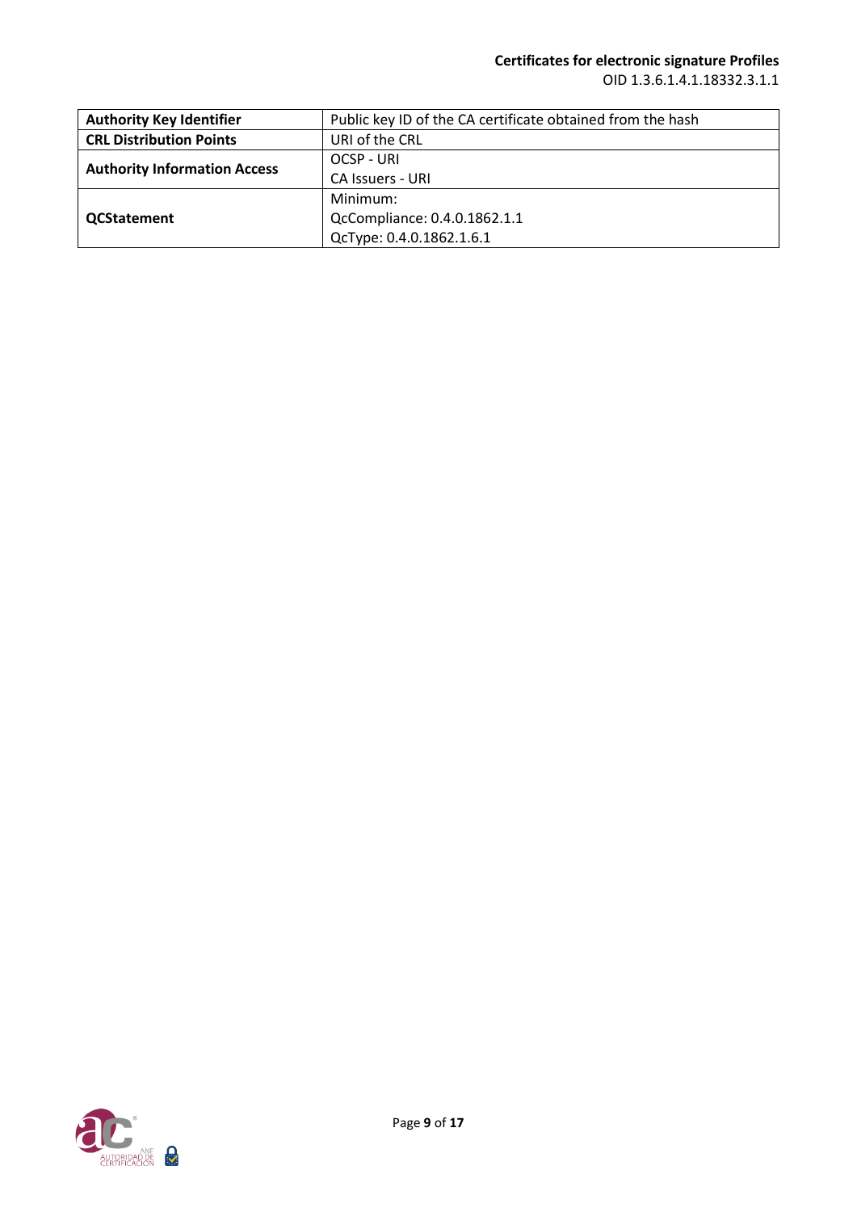| | |
|---|---|
| **Authority Key Identifier** | Public key ID of the CA certificate obtained from the hash |
| **CRL Distribution Points** | URI of the CRL |
| **Authority Information Access** | OCSP - URI<br>CA Issuers - URI |
| **QCStatement** | Minimum:<br>QcCompliance: 0.4.0.1862.1.1<br>QcType: 0.4.0.1862.1.6.1 |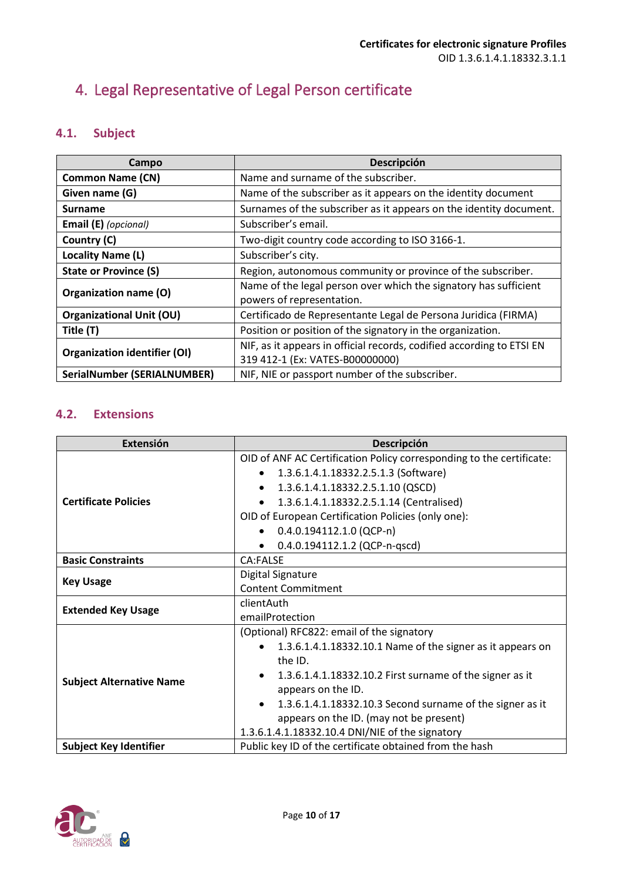# 4. Legal Representative of Legal Person certificate

## 4.1. Subject

| Campo | Descripción |
| --- | --- |
| **Common Name (CN)** | Name and surname of the subscriber. |
| **Given name (G)** | Name of the subscriber as it appears on the identity document |
| **Surname** | Surnames of the subscriber as it appears on the identity document. |
| **Email (E)** *(opcional)* | Subscriber's email. |
| **Country (C)** | Two-digit country code according to ISO 3166-1. |
| **Locality Name (L)** | Subscriber's city. |
| **State or Province (S)** | Region, autonomous community or province of the subscriber. |
| **Organization name (O)** | Name of the legal person over which the signatory has sufficient powers of representation. |
| **Organizational Unit (OU)** | Certificado de Representante Legal de Persona Juridica (FIRMA) |
| **Title (T)** | Position or position of the signatory in the organization. |
| **Organization identifier (OI)** | NIF, as it appears in official records, codified according to ETSI EN 319 412-1 (Ex: VATES-B00000000) |
| **SerialNumber (SERIALNUMBER)** | NIF, NIE or passport number of the subscriber. |

## 4.2. Extensions

| Extensión | Descripción |
| --- | --- |
| **Certificate Policies** | OID of ANF AC Certification Policy corresponding to the certificate:<br>• 1.3.6.1.4.1.18332.2.5.1.3 (Software)<br>• 1.3.6.1.4.1.18332.2.5.1.10 (QSCD)<br>• 1.3.6.1.4.1.18332.2.5.1.14 (Centralised)<br>OID of European Certification Policies (only one):<br>• 0.4.0.194112.1.0 (QCP-n)<br>• 0.4.0.194112.1.2 (QCP-n-qscd) |
| **Basic Constraints** | CA:FALSE |
| **Key Usage** | Digital Signature<br>Content Commitment |
| **Extended Key Usage** | clientAuth<br>emailProtection |
| **Subject Alternative Name** | (Optional) RFC822: email of the signatory<br>• 1.3.6.1.4.1.18332.10.1 Name of the signer as it appears on the ID.<br>• 1.3.6.1.4.1.18332.10.2 First surname of the signer as it appears on the ID.<br>• 1.3.6.1.4.1.18332.10.3 Second surname of the signer as it appears on the ID. (may not be present)<br>1.3.6.1.4.1.18332.10.4 DNI/NIE of the signatory |
| **Subject Key Identifier** | Public key ID of the certificate obtained from the hash |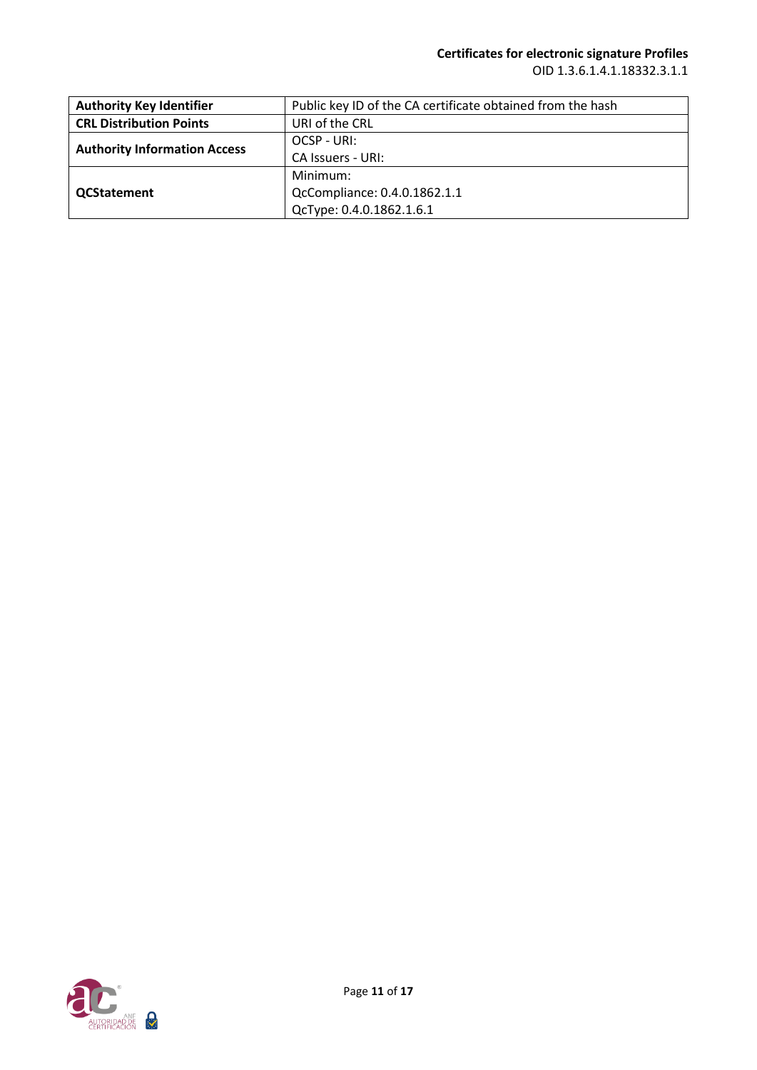| | |
|---|---|
| **Authority Key Identifier** | Public key ID of the CA certificate obtained from the hash |
| **CRL Distribution Points** | URI of the CRL |
| **Authority Information Access** | OCSP - URI:<br>CA Issuers - URI: |
| **QCStatement** | Minimum:<br>QcCompliance: 0.4.0.1862.1.1<br>QcType: 0.4.0.1862.1.6.1 |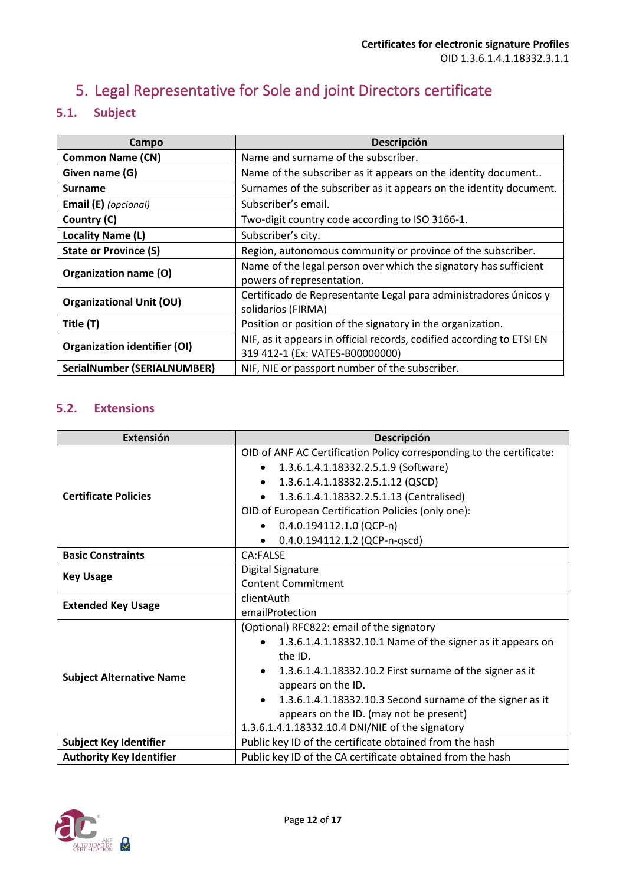# 5. Legal Representative for Sole and joint Directors certificate

## 5.1. Subject

| Campo | Descripción |
|---|---|
| **Common Name (CN)** | Name and surname of the subscriber. |
| **Given name (G)** | Name of the subscriber as it appears on the identity document.. |
| **Surname** | Surnames of the subscriber as it appears on the identity document. |
| **Email (E)** *(opcional)* | Subscriber's email. |
| **Country (C)** | Two-digit country code according to ISO 3166-1. |
| **Locality Name (L)** | Subscriber's city. |
| **State or Province (S)** | Region, autonomous community or province of the subscriber. |
| **Organization name (O)** | Name of the legal person over which the signatory has sufficient powers of representation. |
| **Organizational Unit (OU)** | Certificado de Representante Legal para administradores únicos y solidarios (FIRMA) |
| **Title (T)** | Position or position of the signatory in the organization. |
| **Organization identifier (OI)** | NIF, as it appears in official records, codified according to ETSI EN 319 412-1 (Ex: VATES-B00000000) |
| **SerialNumber (SERIALNUMBER)** | NIF, NIE or passport number of the subscriber. |

## 5.2. Extensions

| Extensión | Descripción |
|---|---|
| **Certificate Policies** | OID of ANF AC Certification Policy corresponding to the certificate:<br>• 1.3.6.1.4.1.18332.2.5.1.9 (Software)<br>• 1.3.6.1.4.1.18332.2.5.1.12 (QSCD)<br>• 1.3.6.1.4.1.18332.2.5.1.13 (Centralised)<br>OID of European Certification Policies (only one):<br>• 0.4.0.194112.1.0 (QCP-n)<br>• 0.4.0.194112.1.2 (QCP-n-qscd) |
| **Basic Constraints** | CA:FALSE |
| **Key Usage** | Digital Signature<br>Content Commitment |
| **Extended Key Usage** | clientAuth<br>emailProtection |
| **Subject Alternative Name** | (Optional) RFC822: email of the signatory<br>• 1.3.6.1.4.1.18332.10.1 Name of the signer as it appears on the ID.<br>• 1.3.6.1.4.1.18332.10.2 First surname of the signer as it appears on the ID.<br>• 1.3.6.1.4.1.18332.10.3 Second surname of the signer as it appears on the ID. (may not be present)<br>1.3.6.1.4.1.18332.10.4 DNI/NIE of the signatory |
| **Subject Key Identifier** | Public key ID of the certificate obtained from the hash |
| **Authority Key Identifier** | Public key ID of the CA certificate obtained from the hash |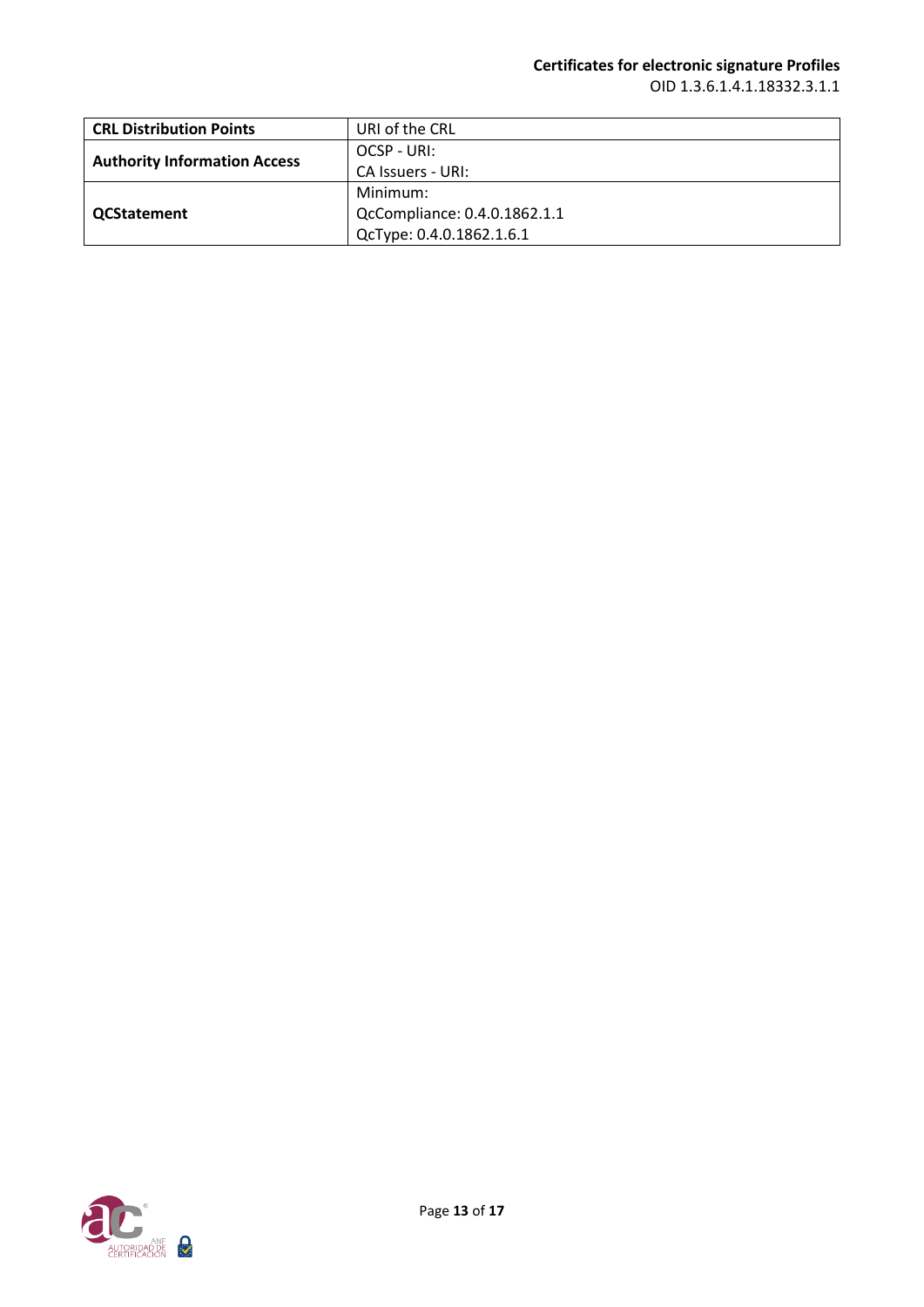| CRL Distribution Points | URI of the CRL |
| --- | --- |
| **Authority Information Access** | OCSP - URI:<br>CA Issuers - URI: |
| **QCStatement** | Minimum:<br>QcCompliance: 0.4.0.1862.1.1<br>QcType: 0.4.0.1862.1.6.1 |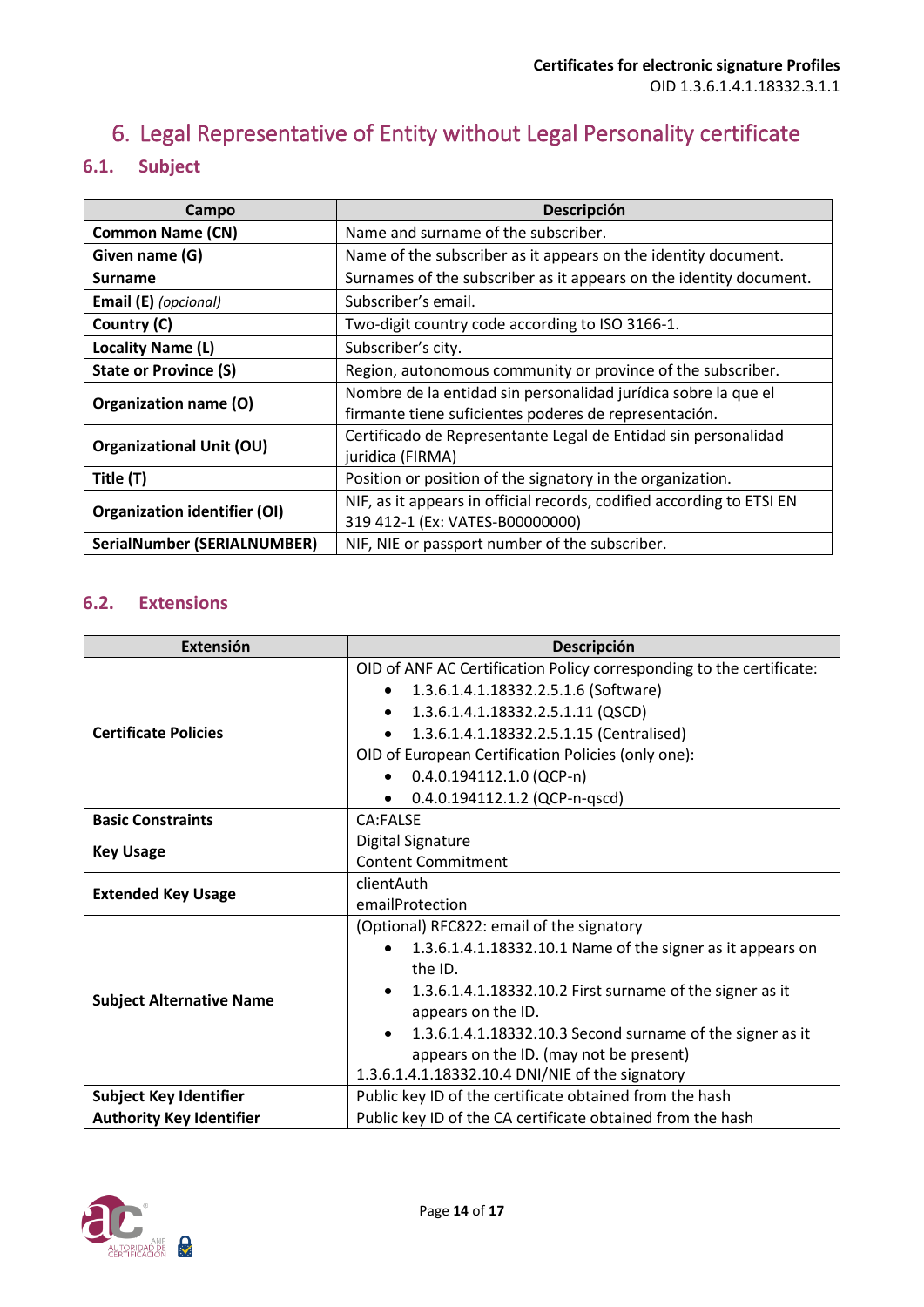# 6. Legal Representative of Entity without Legal Personality certificate

## 6.1. Subject

| Campo | Descripción |
|---|---|
| **Common Name (CN)** | Name and surname of the subscriber. |
| **Given name (G)** | Name of the subscriber as it appears on the identity document. |
| **Surname** | Surnames of the subscriber as it appears on the identity document. |
| **Email (E)** *(opcional)* | Subscriber's email. |
| **Country (C)** | Two-digit country code according to ISO 3166-1. |
| **Locality Name (L)** | Subscriber's city. |
| **State or Province (S)** | Region, autonomous community or province of the subscriber. |
| **Organization name (O)** | Nombre de la entidad sin personalidad jurídica sobre la que el firmante tiene suficientes poderes de representación. |
| **Organizational Unit (OU)** | Certificado de Representante Legal de Entidad sin personalidad juridica (FIRMA) |
| **Title (T)** | Position or position of the signatory in the organization. |
| **Organization identifier (OI)** | NIF, as it appears in official records, codified according to ETSI EN 319 412-1 (Ex: VATES-B00000000) |
| **SerialNumber (SERIALNUMBER)** | NIF, NIE or passport number of the subscriber. |

## 6.2. Extensions

| Extensión | Descripción |
|---|---|
| **Certificate Policies** | OID of ANF AC Certification Policy corresponding to the certificate:<br>• 1.3.6.1.4.1.18332.2.5.1.6 (Software)<br>• 1.3.6.1.4.1.18332.2.5.1.11 (QSCD)<br>• 1.3.6.1.4.1.18332.2.5.1.15 (Centralised)<br>OID of European Certification Policies (only one):<br>• 0.4.0.194112.1.0 (QCP-n)<br>• 0.4.0.194112.1.2 (QCP-n-qscd) |
| **Basic Constraints** | CA:FALSE |
| **Key Usage** | Digital Signature<br>Content Commitment |
| **Extended Key Usage** | clientAuth<br>emailProtection |
| **Subject Alternative Name** | (Optional) RFC822: email of the signatory<br>• 1.3.6.1.4.1.18332.10.1 Name of the signer as it appears on the ID.<br>• 1.3.6.1.4.1.18332.10.2 First surname of the signer as it appears on the ID.<br>• 1.3.6.1.4.1.18332.10.3 Second surname of the signer as it appears on the ID. (may not be present)<br>1.3.6.1.4.1.18332.10.4 DNI/NIE of the signatory |
| **Subject Key Identifier** | Public key ID of the certificate obtained from the hash |
| **Authority Key Identifier** | Public key ID of the CA certificate obtained from the hash |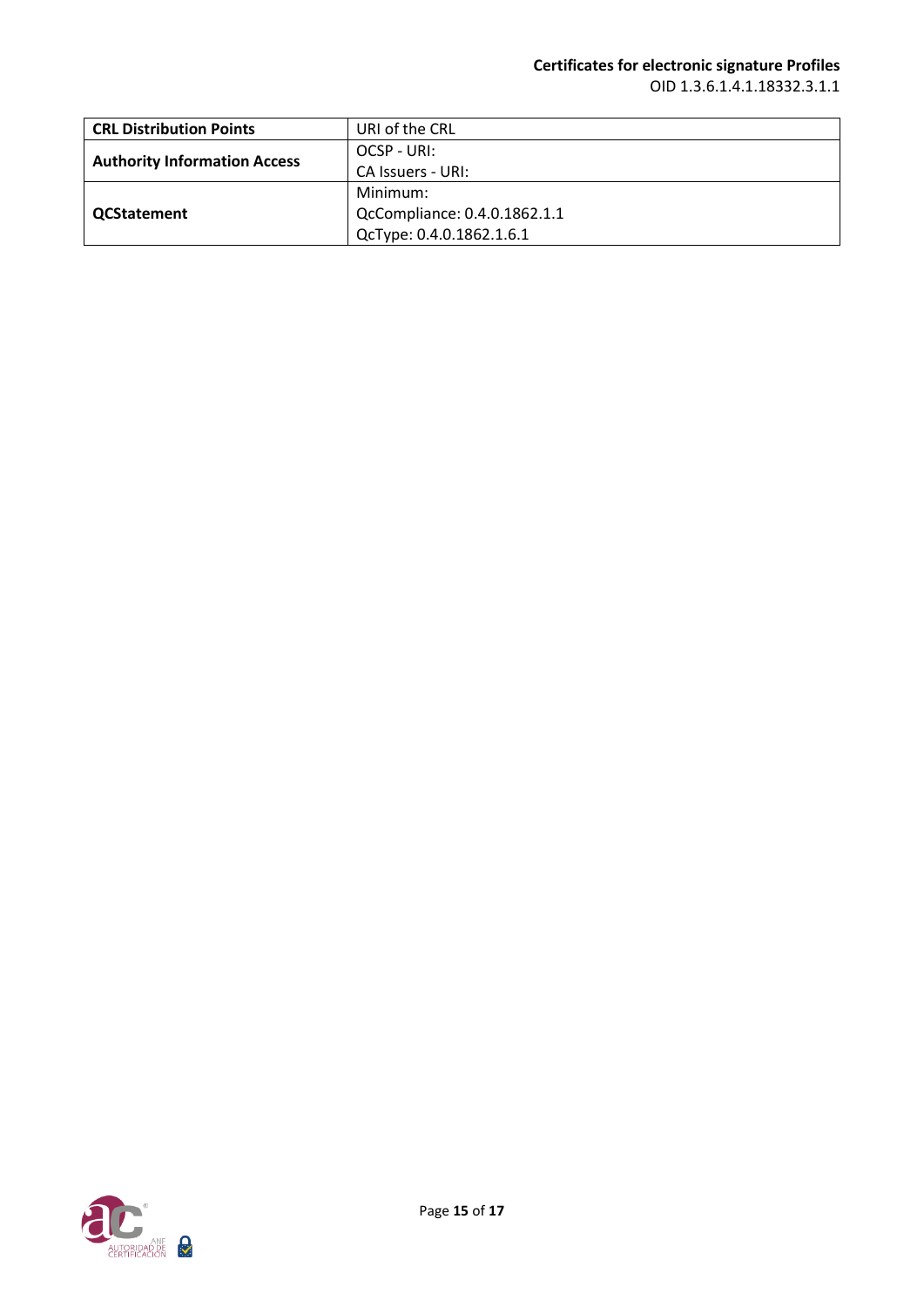| **CRL Distribution Points** | URI of the CRL |
|---|---|
| **Authority Information Access** | OCSP - URI:<br>CA Issuers - URI: |
| **QCStatement** | Minimum:<br>QcCompliance: 0.4.0.1862.1.1<br>QcType: 0.4.0.1862.1.6.1 |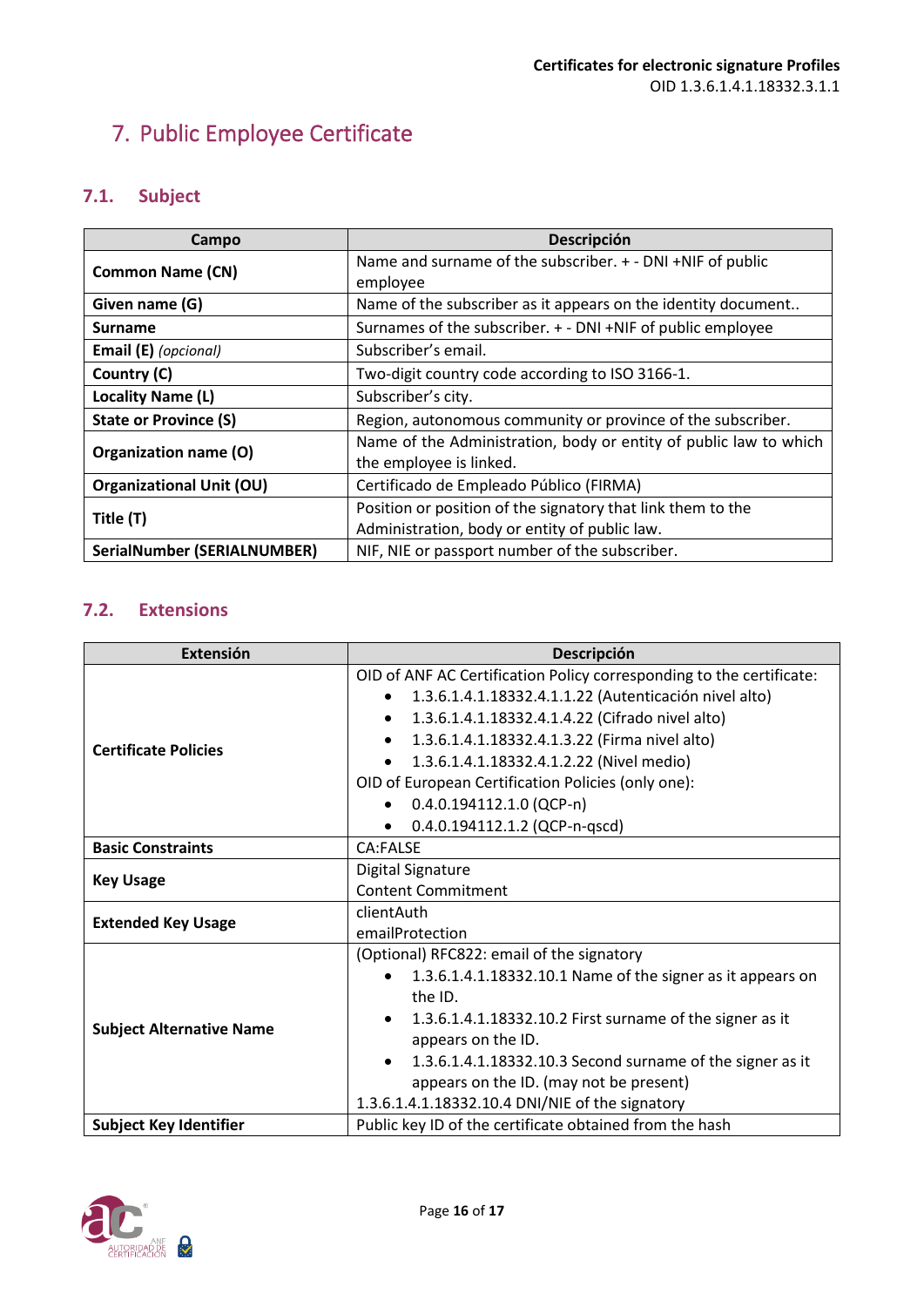# 7. Public Employee Certificate

## 7.1. Subject

| Campo | Descripción |
|---|---|
| **Common Name (CN)** | Name and surname of the subscriber. + - DNI +NIF of public employee |
| **Given name (G)** | Name of the subscriber as it appears on the identity document.. |
| **Surname** | Surnames of the subscriber. + - DNI +NIF of public employee |
| **Email (E)** *(opcional)* | Subscriber's email. |
| **Country (C)** | Two-digit country code according to ISO 3166-1. |
| **Locality Name (L)** | Subscriber's city. |
| **State or Province (S)** | Region, autonomous community or province of the subscriber. |
| **Organization name (O)** | Name of the Administration, body or entity of public law to which the employee is linked. |
| **Organizational Unit (OU)** | Certificado de Empleado Público (FIRMA) |
| **Title (T)** | Position or position of the signatory that link them to the Administration, body or entity of public law. |
| **SerialNumber (SERIALNUMBER)** | NIF, NIE or passport number of the subscriber. |

## 7.2. Extensions

| Extensión | Descripción |
|---|---|
| **Certificate Policies** | OID of ANF AC Certification Policy corresponding to the certificate:<br>• 1.3.6.1.4.1.18332.4.1.1.22 (Autenticación nivel alto)<br>• 1.3.6.1.4.1.18332.4.1.4.22 (Cifrado nivel alto)<br>• 1.3.6.1.4.1.18332.4.1.3.22 (Firma nivel alto)<br>• 1.3.6.1.4.1.18332.4.1.2.22 (Nivel medio)<br>OID of European Certification Policies (only one):<br>• 0.4.0.194112.1.0 (QCP-n)<br>• 0.4.0.194112.1.2 (QCP-n-qscd) |
| **Basic Constraints** | CA:FALSE |
| **Key Usage** | Digital Signature<br>Content Commitment |
| **Extended Key Usage** | clientAuth<br>emailProtection |
| **Subject Alternative Name** | (Optional) RFC822: email of the signatory<br>• 1.3.6.1.4.1.18332.10.1 Name of the signer as it appears on the ID.<br>• 1.3.6.1.4.1.18332.10.2 First surname of the signer as it appears on the ID.<br>• 1.3.6.1.4.1.18332.10.3 Second surname of the signer as it appears on the ID. (may not be present)<br>1.3.6.1.4.1.18332.10.4 DNI/NIE of the signatory |
| **Subject Key Identifier** | Public key ID of the certificate obtained from the hash |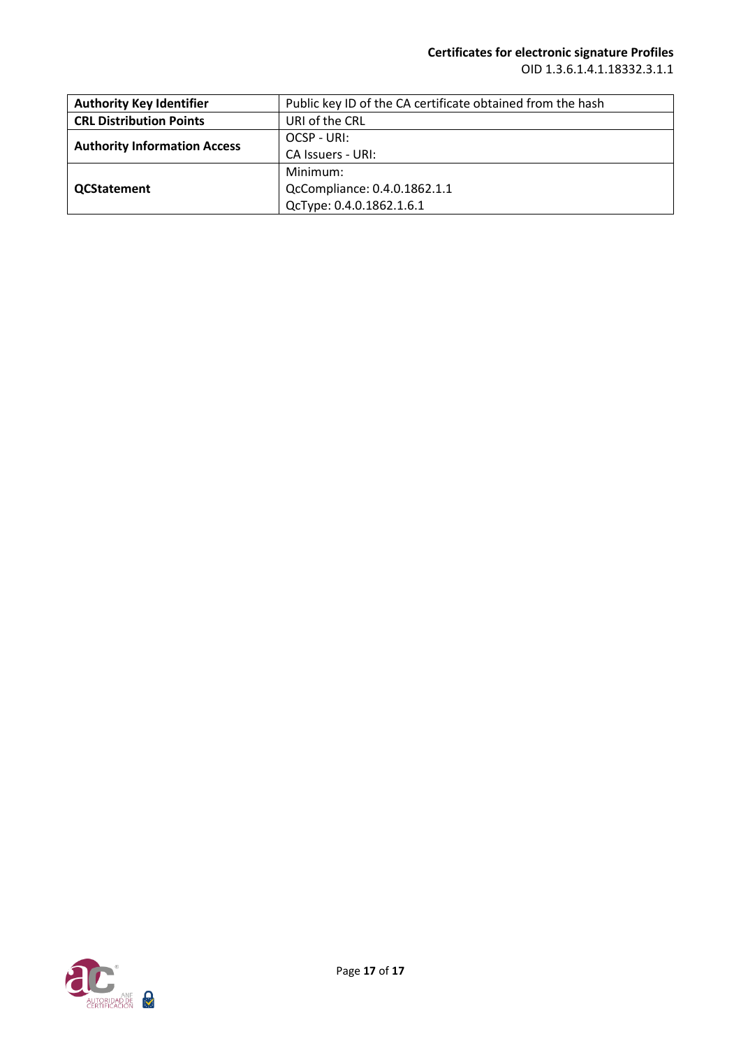| | |
|---|---|
| **Authority Key Identifier** | Public key ID of the CA certificate obtained from the hash |
| **CRL Distribution Points** | URI of the CRL |
| **Authority Information Access** | OCSP - URI:<br>CA Issuers - URI: |
| **QCStatement** | Minimum:<br>QcCompliance: 0.4.0.1862.1.1<br>QcType: 0.4.0.1862.1.6.1 |